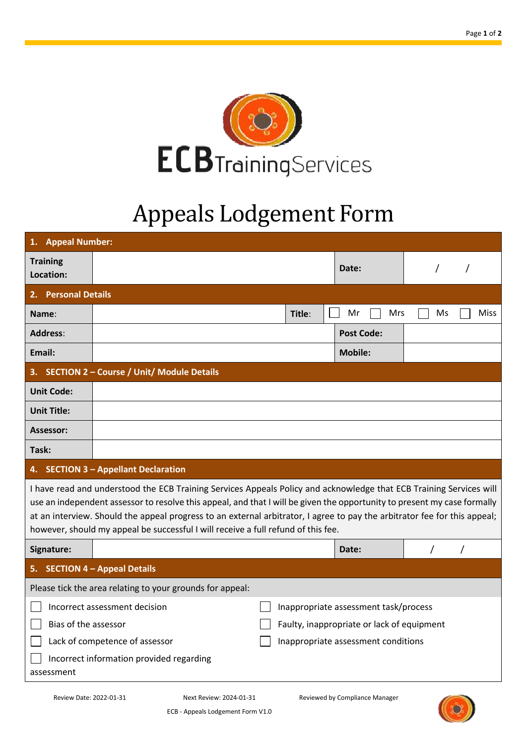ECB Training Services

# Appeals Lodgement Form

| **1. Appeal Number:** | | | |
|---|---|---|---|
| **Training Location:** | | **Date:** | / / |

| **2. Personal Details** | | | |
|---|---|---|---|
| **Name:** | | **Title:** | ☐ Mr ☐ Mrs ☐ Ms ☐ Miss |
| **Address:** | | **Post Code:** | |
| **Email:** | | **Mobile:** | |

| **3. SECTION 2 – Course / Unit/ Module Details** | |
|---|---|
| **Unit Code:** | |
| **Unit Title:** | |
| **Assessor:** | |
| **Task:** | |

**4. SECTION 3 – Appellant Declaration**

I have read and understood the ECB Training Services Appeals Policy and acknowledge that ECB Training Services will use an independent assessor to resolve this appeal, and that I will be given the opportunity to present my case formally at an interview. Should the appeal progress to an external arbitrator, I agree to pay the arbitrator fee for this appeal; however, should my appeal be successful I will receive a full refund of this fee.

| **Signature:** | | **Date:** | / / |
|---|---|---|---|

**5. SECTION 4 – Appeal Details**

Please tick the area relating to your grounds for appeal:

- ☐ Incorrect assessment decision
- ☐ Bias of the assessor
- ☐ Lack of competence of assessor
- ☐ Incorrect information provided regarding assessment
- ☐ Inappropriate assessment task/process
- ☐ Faulty, inappropriate or lack of equipment
- ☐ Inappropriate assessment conditions

Review Date: 2022-01-31 Next Review: 2024-01-31 Reviewed by Compliance Manager

ECB - Appeals Lodgement Form V1.0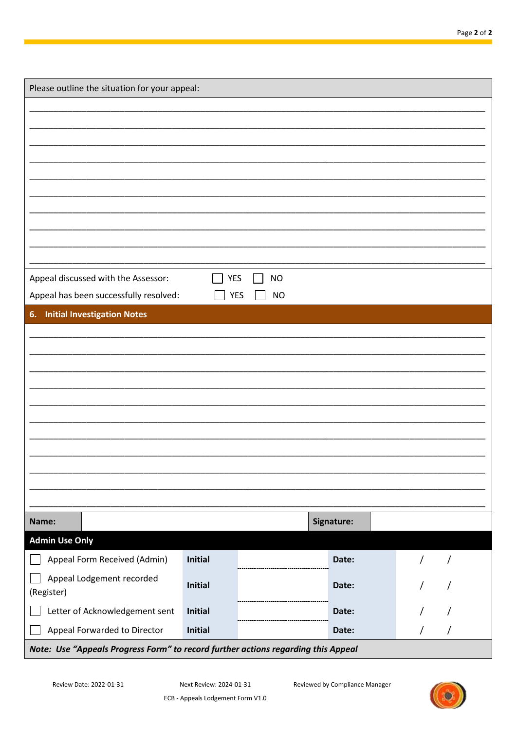Please outline the situation for your appeal:

\_\_\_\_\_\_\_\_\_\_\_\_\_\_\_\_\_\_\_\_\_\_\_\_\_\_\_\_\_\_\_\_\_\_\_\_\_\_\_\_\_\_\_\_\_\_\_\_\_\_\_\_\_\_\_\_\_\_\_\_\_\_\_\_\_\_\_\_\_\_\_\_\_\_\_\_\_\_

\_\_\_\_\_\_\_\_\_\_\_\_\_\_\_\_\_\_\_\_\_\_\_\_\_\_\_\_\_\_\_\_\_\_\_\_\_\_\_\_\_\_\_\_\_\_\_\_\_\_\_\_\_\_\_\_\_\_\_\_\_\_\_\_\_\_\_\_\_\_\_\_\_\_\_\_\_\_

\_\_\_\_\_\_\_\_\_\_\_\_\_\_\_\_\_\_\_\_\_\_\_\_\_\_\_\_\_\_\_\_\_\_\_\_\_\_\_\_\_\_\_\_\_\_\_\_\_\_\_\_\_\_\_\_\_\_\_\_\_\_\_\_\_\_\_\_\_\_\_\_\_\_\_\_\_\_

\_\_\_\_\_\_\_\_\_\_\_\_\_\_\_\_\_\_\_\_\_\_\_\_\_\_\_\_\_\_\_\_\_\_\_\_\_\_\_\_\_\_\_\_\_\_\_\_\_\_\_\_\_\_\_\_\_\_\_\_\_\_\_\_\_\_\_\_\_\_\_\_\_\_\_\_\_\_

\_\_\_\_\_\_\_\_\_\_\_\_\_\_\_\_\_\_\_\_\_\_\_\_\_\_\_\_\_\_\_\_\_\_\_\_\_\_\_\_\_\_\_\_\_\_\_\_\_\_\_\_\_\_\_\_\_\_\_\_\_\_\_\_\_\_\_\_\_\_\_\_\_\_\_\_\_\_

Appeal discussed with the Assessor: ☐ YES ☐ NO

Appeal has been successfully resolved: ☐ YES ☐ NO

## 6. Initial Investigation Notes

\_\_\_\_\_\_\_\_\_\_\_\_\_\_\_\_\_\_\_\_\_\_\_\_\_\_\_\_\_\_\_\_\_\_\_\_\_\_\_\_\_\_\_\_\_\_\_\_\_\_\_\_\_\_\_\_\_\_\_\_\_\_\_\_\_\_\_\_\_\_\_\_\_\_\_\_\_\_

\_\_\_\_\_\_\_\_\_\_\_\_\_\_\_\_\_\_\_\_\_\_\_\_\_\_\_\_\_\_\_\_\_\_\_\_\_\_\_\_\_\_\_\_\_\_\_\_\_\_\_\_\_\_\_\_\_\_\_\_\_\_\_\_\_\_\_\_\_\_\_\_\_\_\_\_\_\_

\_\_\_\_\_\_\_\_\_\_\_\_\_\_\_\_\_\_\_\_\_\_\_\_\_\_\_\_\_\_\_\_\_\_\_\_\_\_\_\_\_\_\_\_\_\_\_\_\_\_\_\_\_\_\_\_\_\_\_\_\_\_\_\_\_\_\_\_\_\_\_\_\_\_\_\_\_\_

\_\_\_\_\_\_\_\_\_\_\_\_\_\_\_\_\_\_\_\_\_\_\_\_\_\_\_\_\_\_\_\_\_\_\_\_\_\_\_\_\_\_\_\_\_\_\_\_\_\_\_\_\_\_\_\_\_\_\_\_\_\_\_\_\_\_\_\_\_\_\_\_\_\_\_\_\_\_

\_\_\_\_\_\_\_\_\_\_\_\_\_\_\_\_\_\_\_\_\_\_\_\_\_\_\_\_\_\_\_\_\_\_\_\_\_\_\_\_\_\_\_\_\_\_\_\_\_\_\_\_\_\_\_\_\_\_\_\_\_\_\_\_\_\_\_\_\_\_\_\_\_\_\_\_\_\_

| Name: | | Signature: | |
|---|---|---|---|

**Admin Use Only**

| | | | | |
|---|---|---|---|---|
| ☐ Appeal Form Received (Admin) | Initial | | Date: | / / |
| ☐ Appeal Lodgement recorded (Register) | Initial | | Date: | / / |
| ☐ Letter of Acknowledgement sent | Initial | | Date: | / / |
| ☐ Appeal Forwarded to Director | Initial | | Date: | / / |

***Note: Use "Appeals Progress Form" to record further actions regarding this Appeal***

Review Date: 2022-01-31 Next Review: 2024-01-31 Reviewed by Compliance Manager

ECB - Appeals Lodgement Form V1.0